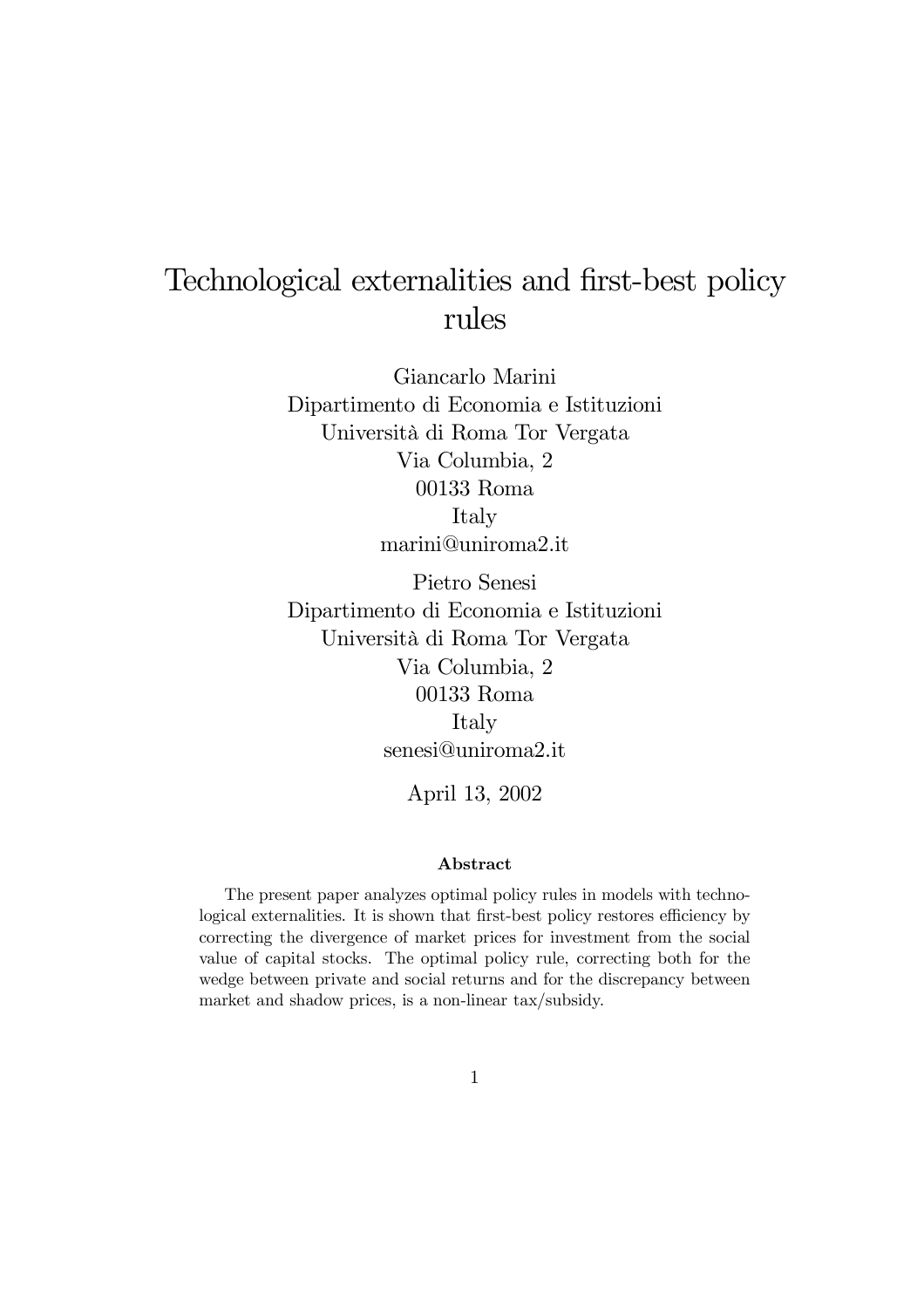# Technological externalities and first-best policy rules

Giancarlo Marini
Dipartimento di Economia e Istituzioni
Università di Roma Tor Vergata
Via Columbia, 2
00133 Roma
Italy
marini@uniroma2.it

Pietro Senesi
Dipartimento di Economia e Istituzioni
Università di Roma Tor Vergata
Via Columbia, 2
00133 Roma
Italy
senesi@uniroma2.it

April 13, 2002

### Abstract

The present paper analyzes optimal policy rules in models with technological externalities. It is shown that first-best policy restores efficiency by correcting the divergence of market prices for investment from the social value of capital stocks. The optimal policy rule, correcting both for the wedge between private and social returns and for the discrepancy between market and shadow prices, is a non-linear tax/subsidy.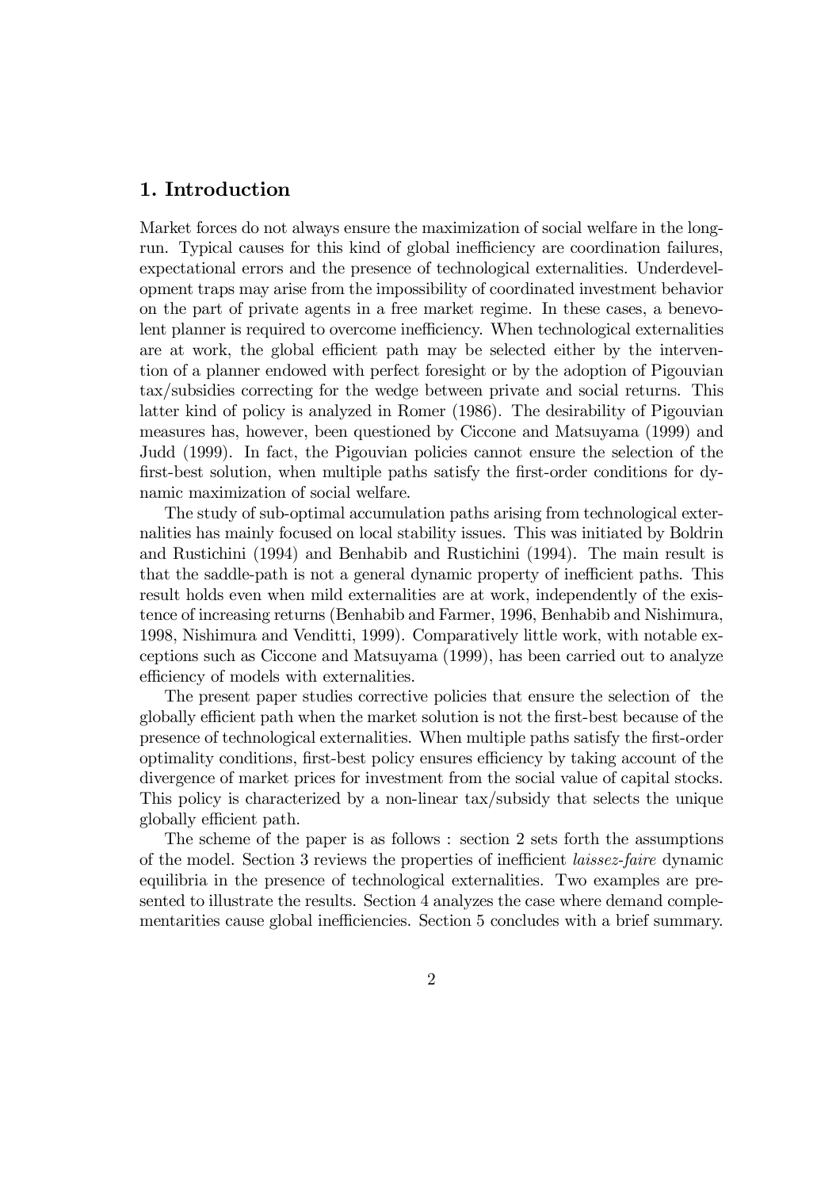## 1. Introduction

Market forces do not always ensure the maximization of social welfare in the long-run. Typical causes for this kind of global inefficiency are coordination failures, expectational errors and the presence of technological externalities. Underdevelopment traps may arise from the impossibility of coordinated investment behavior on the part of private agents in a free market regime. In these cases, a benevolent planner is required to overcome inefficiency. When technological externalities are at work, the global efficient path may be selected either by the intervention of a planner endowed with perfect foresight or by the adoption of Pigouvian tax/subsidies correcting for the wedge between private and social returns. This latter kind of policy is analyzed in Romer (1986). The desirability of Pigouvian measures has, however, been questioned by Ciccone and Matsuyama (1999) and Judd (1999). In fact, the Pigouvian policies cannot ensure the selection of the first-best solution, when multiple paths satisfy the first-order conditions for dynamic maximization of social welfare.

The study of sub-optimal accumulation paths arising from technological externalities has mainly focused on local stability issues. This was initiated by Boldrin and Rustichini (1994) and Benhabib and Rustichini (1994). The main result is that the saddle-path is not a general dynamic property of inefficient paths. This result holds even when mild externalities are at work, independently of the existence of increasing returns (Benhabib and Farmer, 1996, Benhabib and Nishimura, 1998, Nishimura and Venditti, 1999). Comparatively little work, with notable exceptions such as Ciccone and Matsuyama (1999), has been carried out to analyze efficiency of models with externalities.

The present paper studies corrective policies that ensure the selection of the globally efficient path when the market solution is not the first-best because of the presence of technological externalities. When multiple paths satisfy the first-order optimality conditions, first-best policy ensures efficiency by taking account of the divergence of market prices for investment from the social value of capital stocks. This policy is characterized by a non-linear tax/subsidy that selects the unique globally efficient path.

The scheme of the paper is as follows : section 2 sets forth the assumptions of the model. Section 3 reviews the properties of inefficient *laissez-faire* dynamic equilibria in the presence of technological externalities. Two examples are presented to illustrate the results. Section 4 analyzes the case where demand complementarities cause global inefficiencies. Section 5 concludes with a brief summary.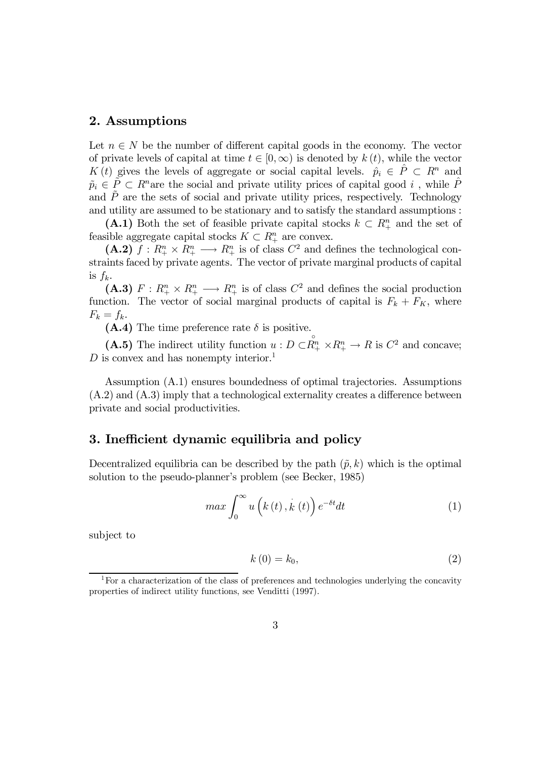## 2. Assumptions

Let $n \in N$ be the number of different capital goods in the economy. The vector of private levels of capital at time $t \in [0, \infty)$ is denoted by $k(t)$, while the vector $K(t)$ gives the levels of aggregate or social capital levels. $\hat{p}_i \in \hat{P} \subset R^n$ and $\tilde{p}_i \in \tilde{P} \subset R^n$are the social and private utility prices of capital good $i$ , while $\hat{P}$ and $\tilde{P}$ are the sets of social and private utility prices, respectively. Technology and utility are assumed to be stationary and to satisfy the standard assumptions :

**(A.1)** Both the set of feasible private capital stocks $k \subset R^n_+$ and the set of feasible aggregate capital stocks $K \subset R^n_+$ are convex.

**(A.2)** $f : R^n_+ \times R^n_+ \longrightarrow R^n_+$ is of class $C^2$ and defines the technological constraints faced by private agents. The vector of private marginal products of capital is $f_k$.

**(A.3)** $F : R^n_+ \times R^n_+ \longrightarrow R^n_+$ is of class $C^2$ and defines the social production function. The vector of social marginal products of capital is $F_k + F_K$, where $F_k = f_k$.

**(A.4)** The time preference rate $\delta$ is positive.

**(A.5)** The indirect utility function $u : D \subset \overset{\circ}{R^n_+} \times R^n_+ \rightarrow R$ is $C^2$ and concave; $D$ is convex and has nonempty interior.[1]

Assumption (A.1) ensures boundedness of optimal trajectories. Assumptions (A.2) and (A.3) imply that a technological externality creates a difference between private and social productivities.

## 3. Inefficient dynamic equilibria and policy

Decentralized equilibria can be described by the path $(\tilde{p}, k)$ which is the optimal solution to the pseudo-planner's problem (see Becker, 1985)

$$max \int_0^\infty u\left(k(t), \dot{k}(t)\right) e^{-\delta t} dt \tag{1}$$

subject to

$$k(0) = k_0, \tag{2}$$

[1] For a characterization of the class of preferences and technologies underlying the concavity properties of indirect utility functions, see Venditti (1997).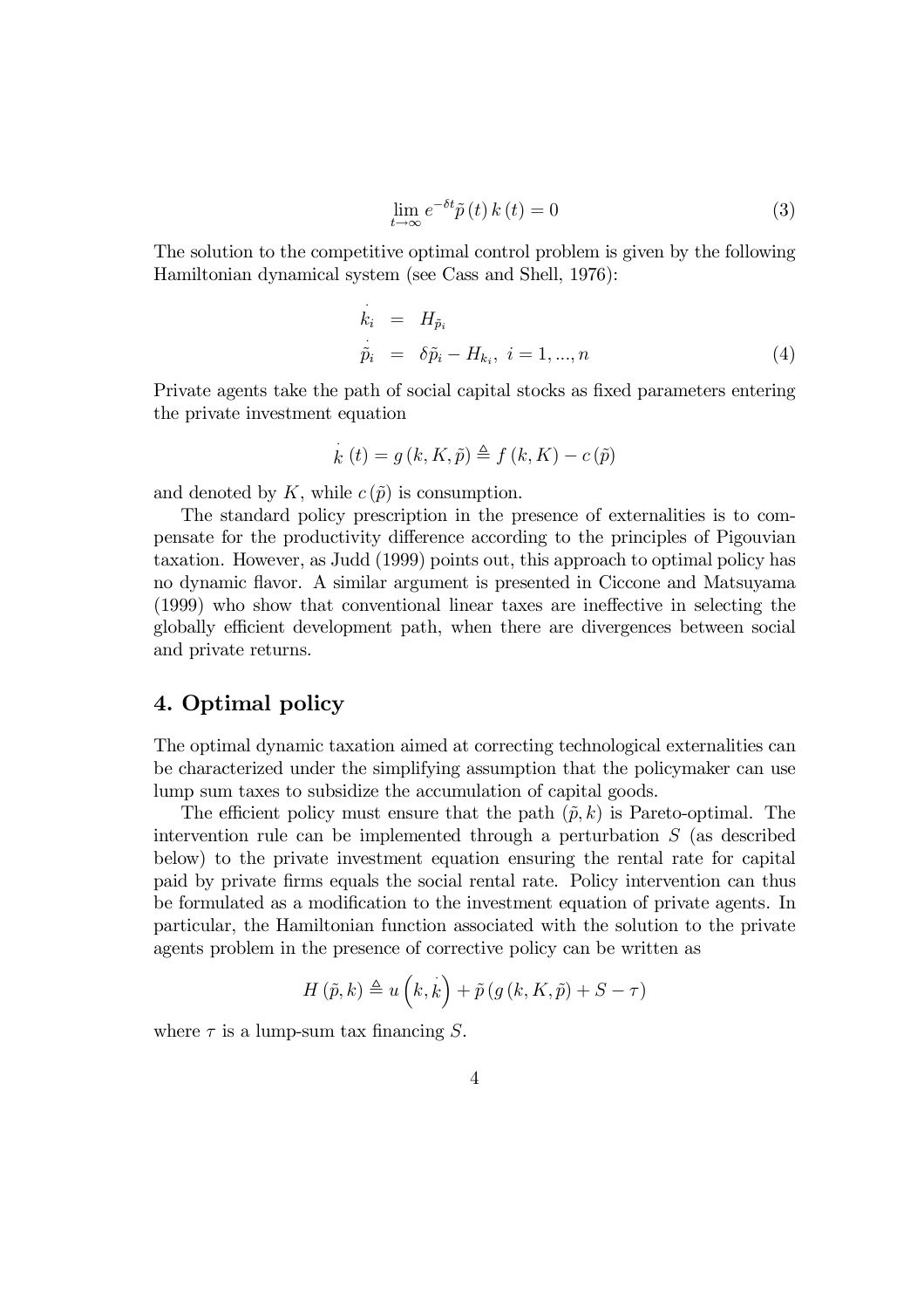$$\lim_{t \to \infty} e^{-\delta t} \tilde{p}(t) k(t) = 0 \tag{3}$$

The solution to the competitive optimal control problem is given by the following Hamiltonian dynamical system (see Cass and Shell, 1976):

$$\begin{aligned} \dot{k}_i &= H_{\tilde{p}_i} \\ \dot{\tilde{p}}_i &= \delta \tilde{p}_i - H_{k_i}, \ i = 1, ..., n \end{aligned} \tag{4}$$

Private agents take the path of social capital stocks as fixed parameters entering the private investment equation

$$\dot{k}(t) = g(k, K, \tilde{p}) \triangleq f(k, K) - c(\tilde{p})$$

and denoted by $K$, while $c(\tilde{p})$ is consumption.

The standard policy prescription in the presence of externalities is to compensate for the productivity difference according to the principles of Pigouvian taxation. However, as Judd (1999) points out, this approach to optimal policy has no dynamic flavor. A similar argument is presented in Ciccone and Matsuyama (1999) who show that conventional linear taxes are ineffective in selecting the globally efficient development path, when there are divergences between social and private returns.

## 4. Optimal policy

The optimal dynamic taxation aimed at correcting technological externalities can be characterized under the simplifying assumption that the policymaker can use lump sum taxes to subsidize the accumulation of capital goods.

The efficient policy must ensure that the path $(\tilde{p}, k)$ is Pareto-optimal. The intervention rule can be implemented through a perturbation $S$ (as described below) to the private investment equation ensuring the rental rate for capital paid by private firms equals the social rental rate. Policy intervention can thus be formulated as a modification to the investment equation of private agents. In particular, the Hamiltonian function associated with the solution to the private agents problem in the presence of corrective policy can be written as

$$H(\tilde{p}, k) \triangleq u\left(k, \dot{k}\right) + \tilde{p}\left(g(k, K, \tilde{p}) + S - \tau\right)$$

where $\tau$ is a lump-sum tax financing $S$.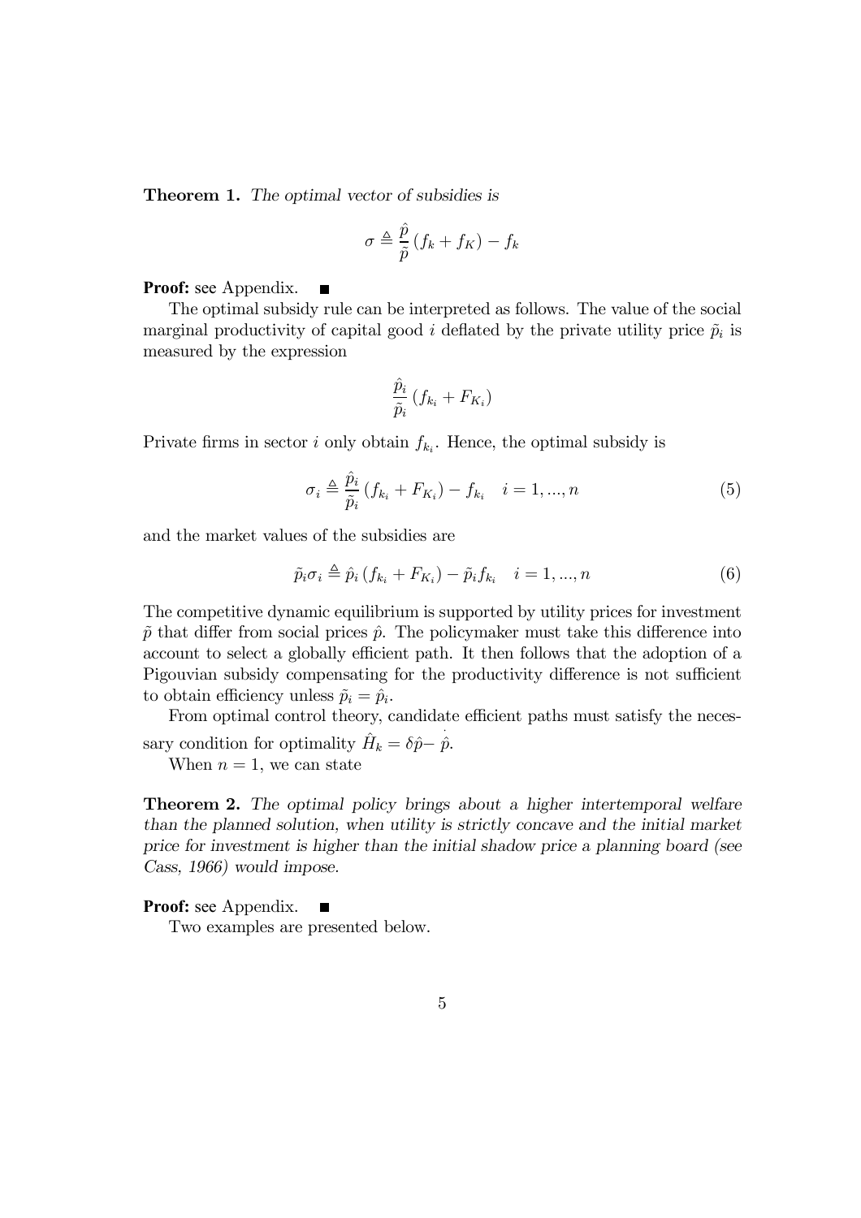**Theorem 1.** *The optimal vector of subsidies is*

$$\sigma \triangleq \frac{\hat{p}}{\tilde{p}} \left( f_k + f_K \right) - f_k$$

**Proof:** see Appendix. ■

The optimal subsidy rule can be interpreted as follows. The value of the social marginal productivity of capital good $i$ deflated by the private utility price $\tilde{p}_i$ is measured by the expression

$$\frac{\hat{p}_i}{\tilde{p}_i} \left( f_{k_i} + F_{K_i} \right)$$

Private firms in sector $i$ only obtain $f_{k_i}$. Hence, the optimal subsidy is

$$\sigma_i \triangleq \frac{\hat{p}_i}{\tilde{p}_i} \left( f_{k_i} + F_{K_i} \right) - f_{k_i} \quad i = 1, ..., n \tag{5}$$

and the market values of the subsidies are

$$\tilde{p}_i \sigma_i \triangleq \hat{p}_i \left( f_{k_i} + F_{K_i} \right) - \tilde{p}_i f_{k_i} \quad i = 1, ..., n \tag{6}$$

The competitive dynamic equilibrium is supported by utility prices for investment $\tilde{p}$ that differ from social prices $\hat{p}$. The policymaker must take this difference into account to select a globally efficient path. It then follows that the adoption of a Pigouvian subsidy compensating for the productivity difference is not sufficient to obtain efficiency unless $\tilde{p}_i = \hat{p}_i$.

From optimal control theory, candidate efficient paths must satisfy the necessary condition for optimality $\hat{H}_k = \delta \hat{p} - \dot{\hat{p}}$.

When $n = 1$, we can state

**Theorem 2.** *The optimal policy brings about a higher intertemporal welfare than the planned solution, when utility is strictly concave and the initial market price for investment is higher than the initial shadow price a planning board (see Cass, 1966) would impose.*

**Proof:** see Appendix. ■

Two examples are presented below.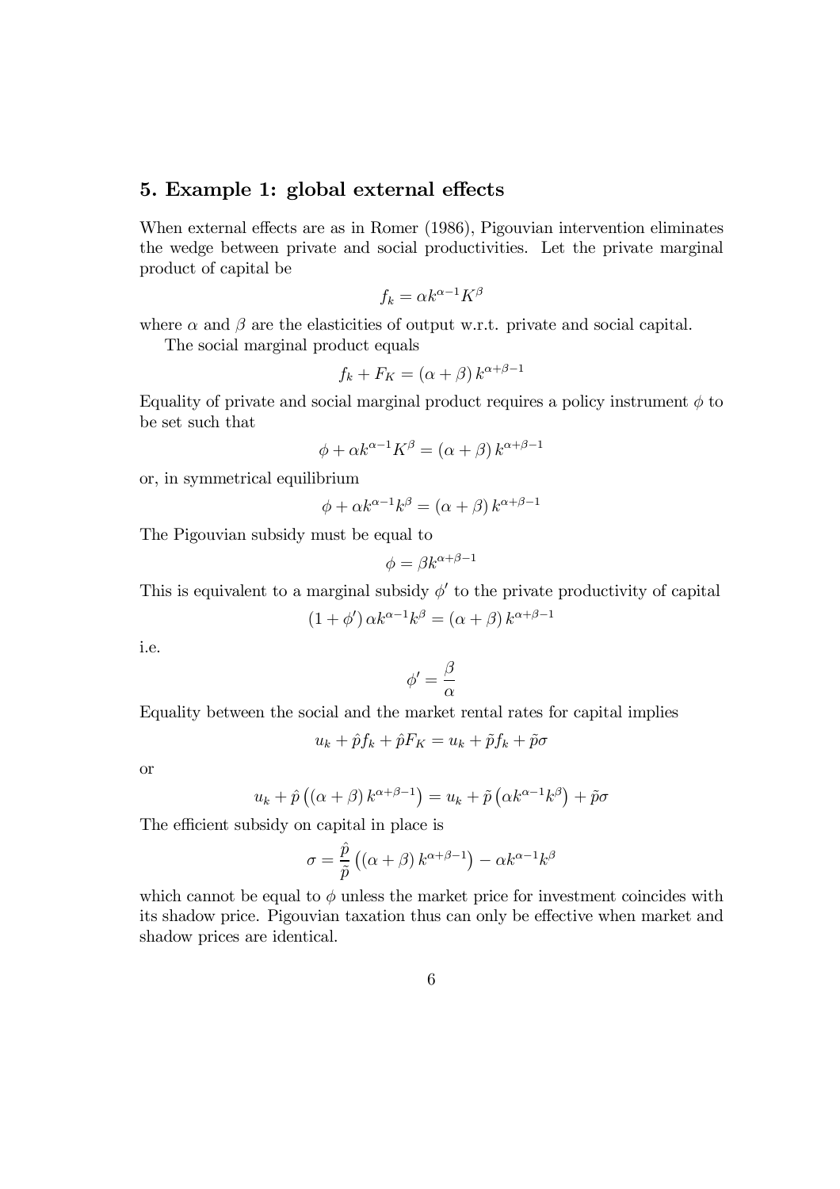## 5. Example 1: global external effects

When external effects are as in Romer (1986), Pigouvian intervention eliminates the wedge between private and social productivities. Let the private marginal product of capital be

$$f_k = \alpha k^{\alpha-1} K^{\beta}$$

where $\alpha$ and $\beta$ are the elasticities of output w.r.t. private and social capital.

The social marginal product equals

$$f_k + F_K = (\alpha + \beta) k^{\alpha+\beta-1}$$

Equality of private and social marginal product requires a policy instrument $\phi$ to be set such that

$$\phi + \alpha k^{\alpha-1} K^{\beta} = (\alpha + \beta) k^{\alpha+\beta-1}$$

or, in symmetrical equilibrium

$$\phi + \alpha k^{\alpha-1} k^{\beta} = (\alpha + \beta) k^{\alpha+\beta-1}$$

The Pigouvian subsidy must be equal to

$$\phi = \beta k^{\alpha+\beta-1}$$

This is equivalent to a marginal subsidy $\phi'$ to the private productivity of capital

$$(1 + \phi') \alpha k^{\alpha-1} k^{\beta} = (\alpha + \beta) k^{\alpha+\beta-1}$$

i.e.

$$\phi' = \frac{\beta}{\alpha}$$

Equality between the social and the market rental rates for capital implies

$$u_k + \hat{p} f_k + \hat{p} F_K = u_k + \tilde{p} f_k + \tilde{p} \sigma$$

or

$$u_k + \hat{p} \left( (\alpha + \beta) k^{\alpha+\beta-1} \right) = u_k + \tilde{p} \left( \alpha k^{\alpha-1} k^{\beta} \right) + \tilde{p} \sigma$$

The efficient subsidy on capital in place is

$$\sigma = \frac{\hat{p}}{\tilde{p}} \left( (\alpha + \beta) k^{\alpha+\beta-1} \right) - \alpha k^{\alpha-1} k^{\beta}$$

which cannot be equal to $\phi$ unless the market price for investment coincides with its shadow price. Pigouvian taxation thus can only be effective when market and shadow prices are identical.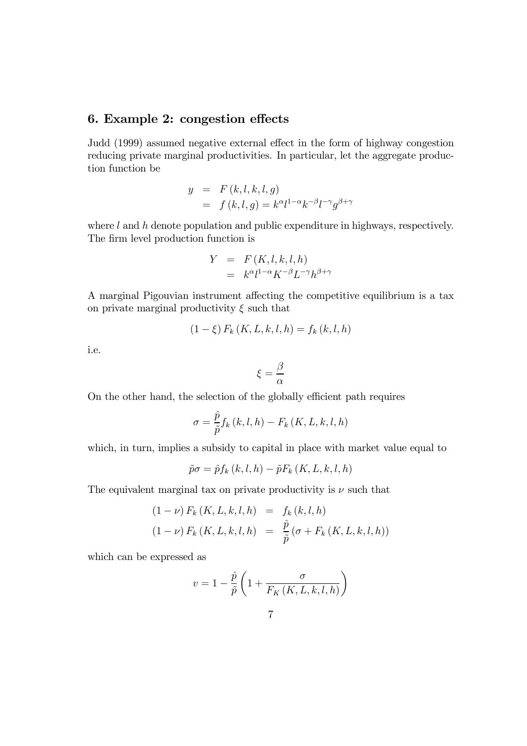## 6. Example 2: congestion effects

Judd (1999) assumed negative external effect in the form of highway congestion reducing private marginal productivities. In particular, let the aggregate production function be

$$
\begin{aligned}
y &= F(k, l, k, l, g) \\
&= f(k, l, g) = k^{\alpha} l^{1-\alpha} k^{-\beta} l^{-\gamma} g^{\beta+\gamma}
\end{aligned}
$$

where $l$ and $h$ denote population and public expenditure in highways, respectively. The firm level production function is

$$
\begin{aligned}
Y &= F(K, l, k, l, h) \\
&= k^{\alpha} l^{1-\alpha} K^{-\beta} L^{-\gamma} h^{\beta+\gamma}
\end{aligned}
$$

A marginal Pigouvian instrument affecting the competitive equilibrium is a tax on private marginal productivity $\xi$ such that

$$
(1-\xi) F_k(K, L, k, l, h) = f_k(k, l, h)
$$

i.e.

$$
\xi = \frac{\beta}{\alpha}
$$

On the other hand, the selection of the globally efficient path requires

$$
\sigma = \frac{\hat{p}}{\tilde{p}} f_k(k, l, h) - F_k(K, L, k, l, h)
$$

which, in turn, implies a subsidy to capital in place with market value equal to

$$
\tilde{p}\sigma = \hat{p} f_k(k, l, h) - \tilde{p} F_k(K, L, k, l, h)
$$

The equivalent marginal tax on private productivity is $\nu$ such that

$$
\begin{aligned}
(1-\nu) F_k(K, L, k, l, h) &= f_k(k, l, h) \\
(1-\nu) F_k(K, L, k, l, h) &= \frac{\hat{p}}{\tilde{p}} \left(\sigma + F_k(K, L, k, l, h)\right)
\end{aligned}
$$

which can be expressed as

$$
v = 1 - \frac{\hat{p}}{\tilde{p}} \left(1 + \frac{\sigma}{F_K(K, L, k, l, h)}\right)
$$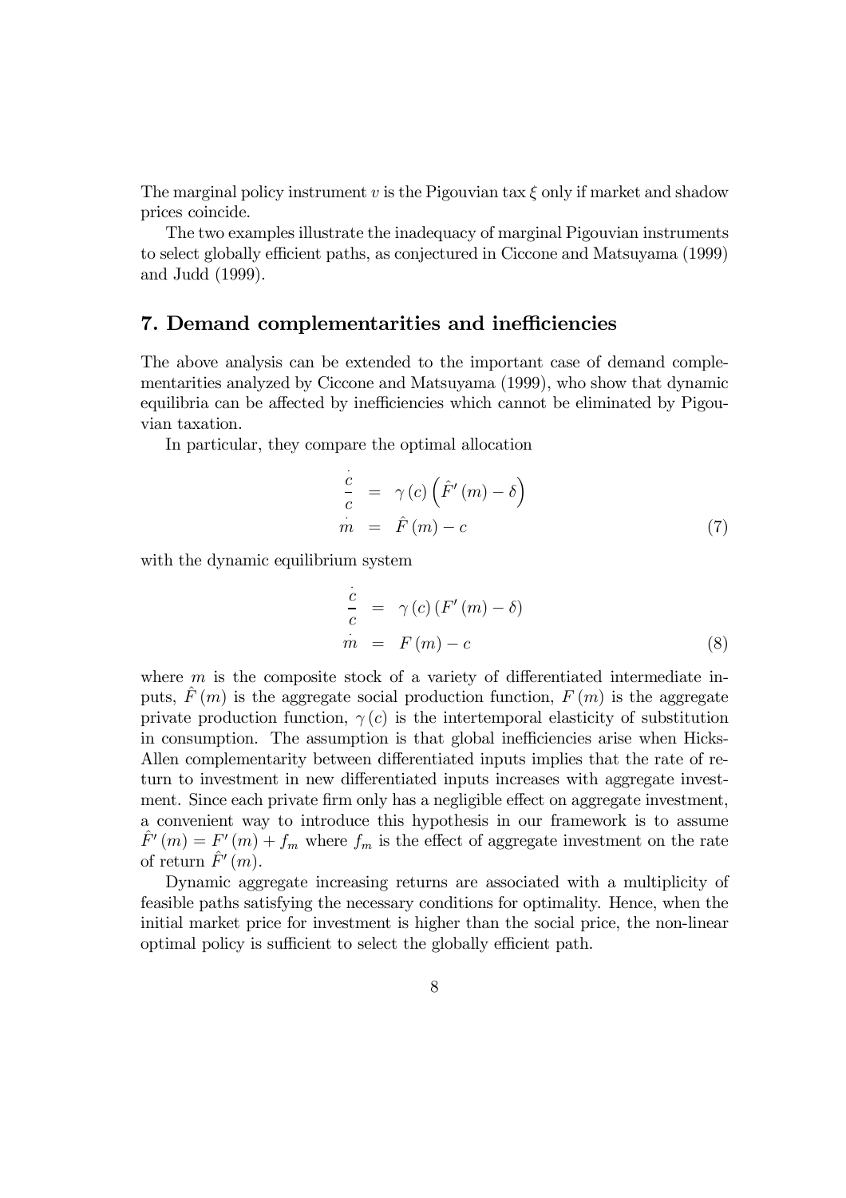The marginal policy instrument $v$ is the Pigouvian tax $\xi$ only if market and shadow prices coincide.

The two examples illustrate the inadequacy of marginal Pigouvian instruments to select globally efficient paths, as conjectured in Ciccone and Matsuyama (1999) and Judd (1999).

## 7. Demand complementarities and inefficiencies

The above analysis can be extended to the important case of demand complementarities analyzed by Ciccone and Matsuyama (1999), who show that dynamic equilibria can be affected by inefficiencies which cannot be eliminated by Pigouvian taxation.

In particular, they compare the optimal allocation

$$
\begin{aligned}
\frac{\dot{c}}{c} &= \gamma(c)\left(\hat{F}'(m) - \delta\right) \\
\dot{m} &= \hat{F}(m) - c
\end{aligned}
\tag{7}
$$

with the dynamic equilibrium system

$$
\begin{aligned}
\frac{\dot{c}}{c} &= \gamma(c)\left(F'(m) - \delta\right) \\
\dot{m} &= F(m) - c
\end{aligned}
\tag{8}
$$

where $m$ is the composite stock of a variety of differentiated intermediate inputs, $\hat{F}(m)$ is the aggregate social production function, $F(m)$ is the aggregate private production function, $\gamma(c)$ is the intertemporal elasticity of substitution in consumption. The assumption is that global inefficiencies arise when Hicks-Allen complementarity between differentiated inputs implies that the rate of return to investment in new differentiated inputs increases with aggregate investment. Since each private firm only has a negligible effect on aggregate investment, a convenient way to introduce this hypothesis in our framework is to assume $\hat{F}'(m) = F'(m) + f_m$ where $f_m$ is the effect of aggregate investment on the rate of return $\hat{F}'(m)$.

Dynamic aggregate increasing returns are associated with a multiplicity of feasible paths satisfying the necessary conditions for optimality. Hence, when the initial market price for investment is higher than the social price, the non-linear optimal policy is sufficient to select the globally efficient path.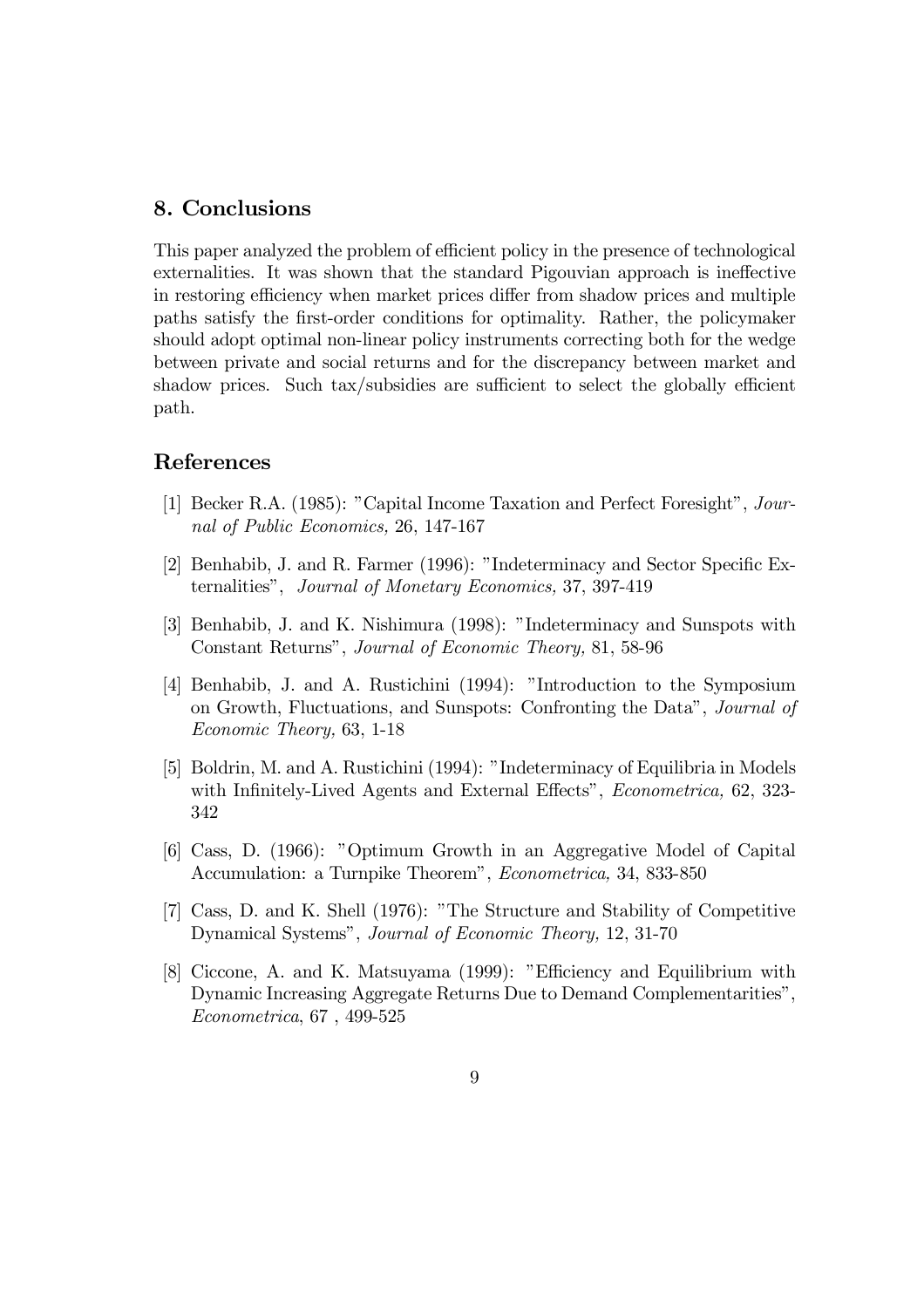## 8. Conclusions

This paper analyzed the problem of efficient policy in the presence of technological externalities. It was shown that the standard Pigouvian approach is ineffective in restoring efficiency when market prices differ from shadow prices and multiple paths satisfy the first-order conditions for optimality. Rather, the policymaker should adopt optimal non-linear policy instruments correcting both for the wedge between private and social returns and for the discrepancy between market and shadow prices. Such tax/subsidies are sufficient to select the globally efficient path.

## References

[1] Becker R.A. (1985): "Capital Income Taxation and Perfect Foresight", *Journal of Public Economics,* 26, 147-167

[2] Benhabib, J. and R. Farmer (1996): "Indeterminacy and Sector Specific Externalities", *Journal of Monetary Economics,* 37, 397-419

[3] Benhabib, J. and K. Nishimura (1998): "Indeterminacy and Sunspots with Constant Returns", *Journal of Economic Theory,* 81, 58-96

[4] Benhabib, J. and A. Rustichini (1994): "Introduction to the Symposium on Growth, Fluctuations, and Sunspots: Confronting the Data", *Journal of Economic Theory,* 63, 1-18

[5] Boldrin, M. and A. Rustichini (1994): "Indeterminacy of Equilibria in Models with Infinitely-Lived Agents and External Effects", *Econometrica,* 62, 323-342

[6] Cass, D. (1966): "Optimum Growth in an Aggregative Model of Capital Accumulation: a Turnpike Theorem", *Econometrica,* 34, 833-850

[7] Cass, D. and K. Shell (1976): "The Structure and Stability of Competitive Dynamical Systems", *Journal of Economic Theory,* 12, 31-70

[8] Ciccone, A. and K. Matsuyama (1999): "Efficiency and Equilibrium with Dynamic Increasing Aggregate Returns Due to Demand Complementarities", *Econometrica*, 67 , 499-525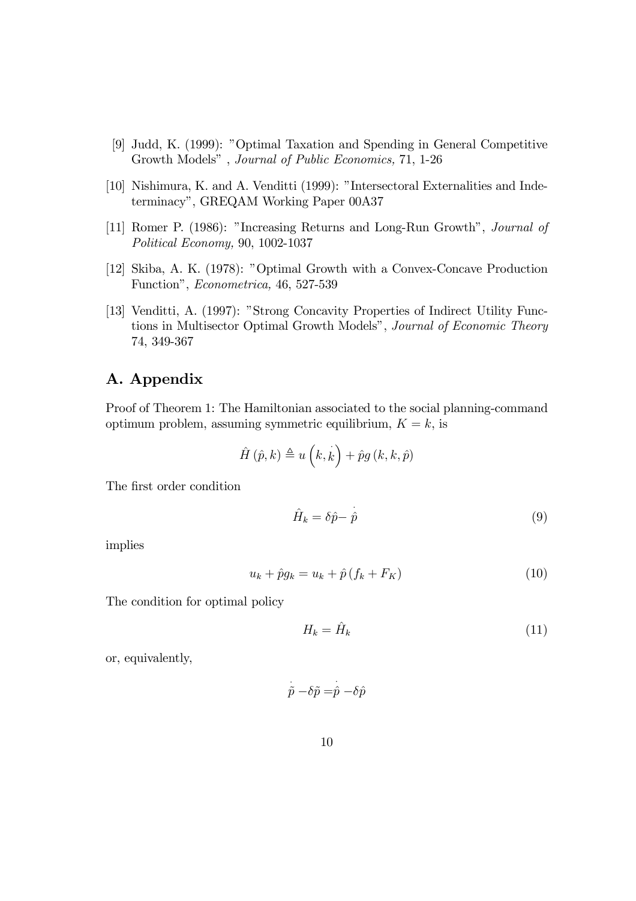[9] Judd, K. (1999): "Optimal Taxation and Spending in General Competitive Growth Models" , *Journal of Public Economics,* 71, 1-26

[10] Nishimura, K. and A. Venditti (1999): "Intersectoral Externalities and Indeterminacy", GREQAM Working Paper 00A37

[11] Romer P. (1986): "Increasing Returns and Long-Run Growth", *Journal of Political Economy,* 90, 1002-1037

[12] Skiba, A. K. (1978): "Optimal Growth with a Convex-Concave Production Function", *Econometrica,* 46, 527-539

[13] Venditti, A. (1997): "Strong Concavity Properties of Indirect Utility Functions in Multisector Optimal Growth Models", *Journal of Economic Theory* 74, 349-367

## A. Appendix

Proof of Theorem 1: The Hamiltonian associated to the social planning-command optimum problem, assuming symmetric equilibrium, $K = k$, is

$$\hat{H}(\hat{p}, k) \triangleq u\left(k, \dot{k}\right) + \hat{p}g(k, k, \hat{p})$$

The first order condition

$$\hat{H}_k = \delta\hat{p} - \dot{\hat{p}} \tag{9}$$

implies

$$u_k + \hat{p}g_k = u_k + \hat{p}(f_k + F_K) \tag{10}$$

The condition for optimal policy

$$H_k = \hat{H}_k \tag{11}$$

or, equivalently,

$$\dot{\tilde{p}} - \delta\tilde{p} = \dot{\hat{p}} - \delta\hat{p}$$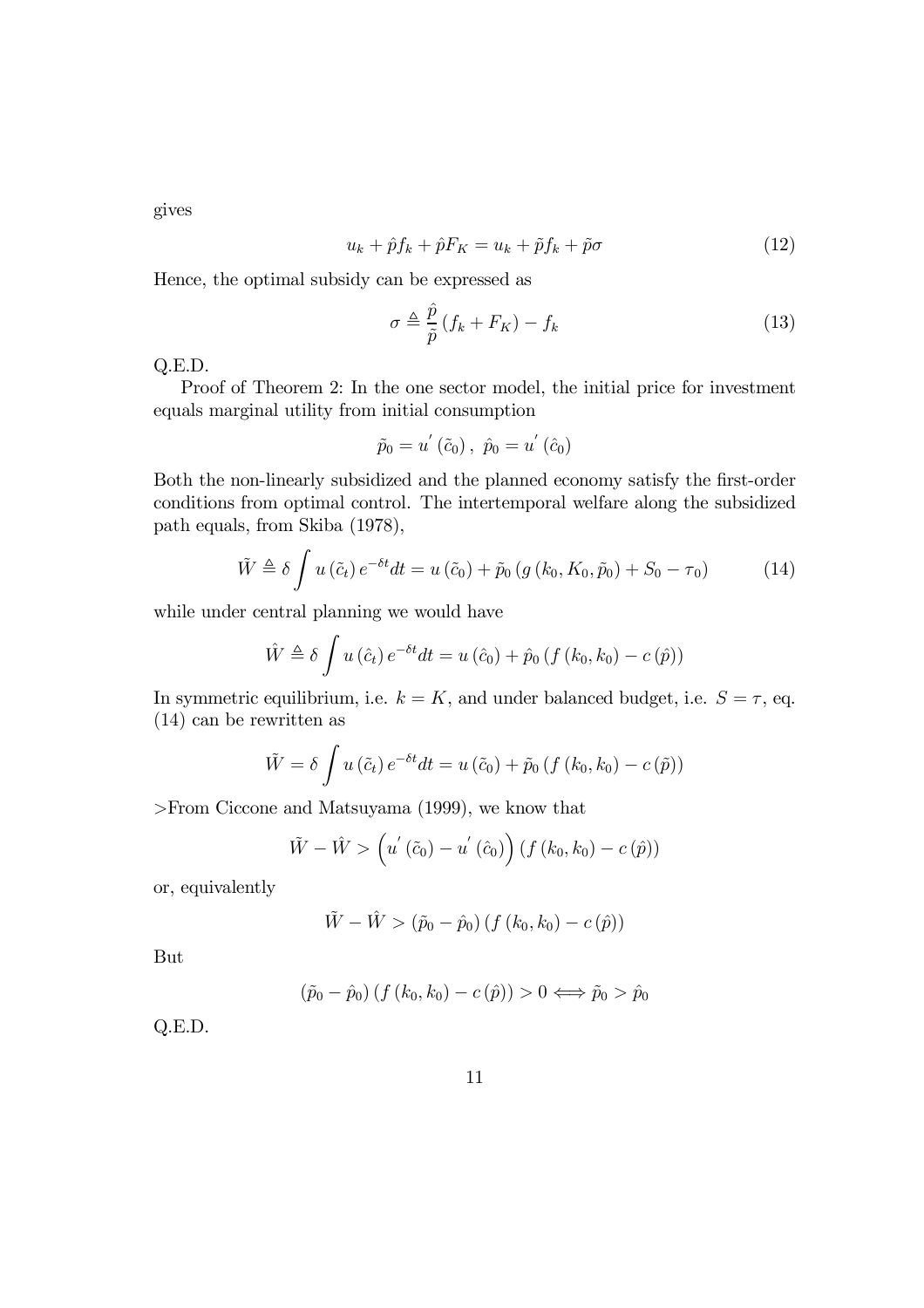gives

$$u_k + \hat{p} f_k + \hat{p} F_K = u_k + \tilde{p} f_k + \tilde{p} \sigma \tag{12}$$

Hence, the optimal subsidy can be expressed as

$$\sigma \triangleq \frac{\hat{p}}{\tilde{p}} \left( f_k + F_K \right) - f_k \tag{13}$$

Q.E.D.

Proof of Theorem 2: In the one sector model, the initial price for investment equals marginal utility from initial consumption

$$\tilde{p}_0 = u' \left( \tilde{c}_0 \right), \ \hat{p}_0 = u' \left( \hat{c}_0 \right)$$

Both the non-linearly subsidized and the planned economy satisfy the first-order conditions from optimal control. The intertemporal welfare along the subsidized path equals, from Skiba (1978),

$$\tilde{W} \triangleq \delta \int u \left( \tilde{c}_t \right) e^{-\delta t} dt = u \left( \tilde{c}_0 \right) + \tilde{p}_0 \left( g \left( k_0, K_0, \tilde{p}_0 \right) + S_0 - \tau_0 \right) \tag{14}$$

while under central planning we would have

$$\hat{W} \triangleq \delta \int u \left( \hat{c}_t \right) e^{-\delta t} dt = u \left( \hat{c}_0 \right) + \hat{p}_0 \left( f \left( k_0, k_0 \right) - c \left( \hat{p} \right) \right)$$

In symmetric equilibrium, i.e. $k = K$, and under balanced budget, i.e. $S = \tau$, eq. (14) can be rewritten as

$$\tilde{W} = \delta \int u \left( \tilde{c}_t \right) e^{-\delta t} dt = u \left( \tilde{c}_0 \right) + \tilde{p}_0 \left( f \left( k_0, k_0 \right) - c \left( \tilde{p} \right) \right)$$

>From Ciccone and Matsuyama (1999), we know that

$$\tilde{W} - \hat{W} > \left( u' \left( \tilde{c}_0 \right) - u' \left( \hat{c}_0 \right) \right) \left( f \left( k_0, k_0 \right) - c \left( \hat{p} \right) \right)$$

or, equivalently

$$\tilde{W} - \hat{W} > \left( \tilde{p}_0 - \hat{p}_0 \right) \left( f \left( k_0, k_0 \right) - c \left( \hat{p} \right) \right)$$

But

$$\left( \tilde{p}_0 - \hat{p}_0 \right) \left( f \left( k_0, k_0 \right) - c \left( \hat{p} \right) \right) > 0 \Longleftrightarrow \tilde{p}_0 > \hat{p}_0$$

Q.E.D.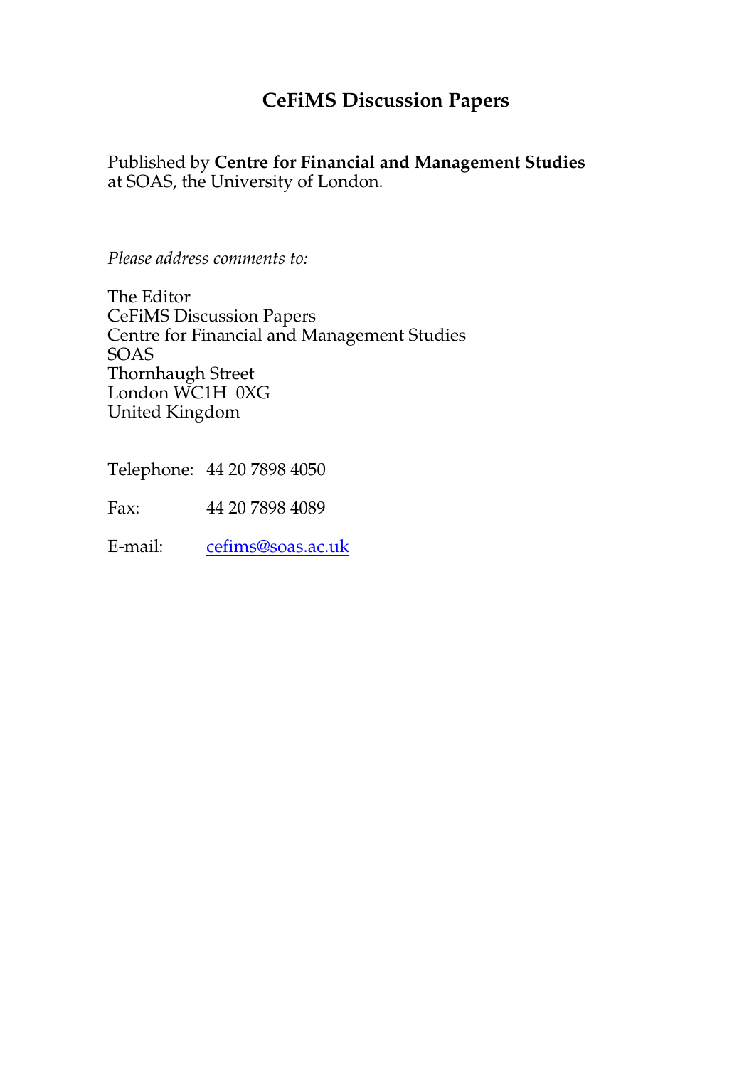## CeFiMS Discussion Papers

Published by **Centre for Financial and Management Studies** at SOAS, the University of London.

*Please address comments to:*

The Editor
CeFiMS Discussion Papers
Centre for Financial and Management Studies
SOAS
Thornhaugh Street
London WC1H 0XG
United Kingdom

Telephone: 44 20 7898 4050

Fax: 44 20 7898 4089

E-mail: cefims@soas.ac.uk